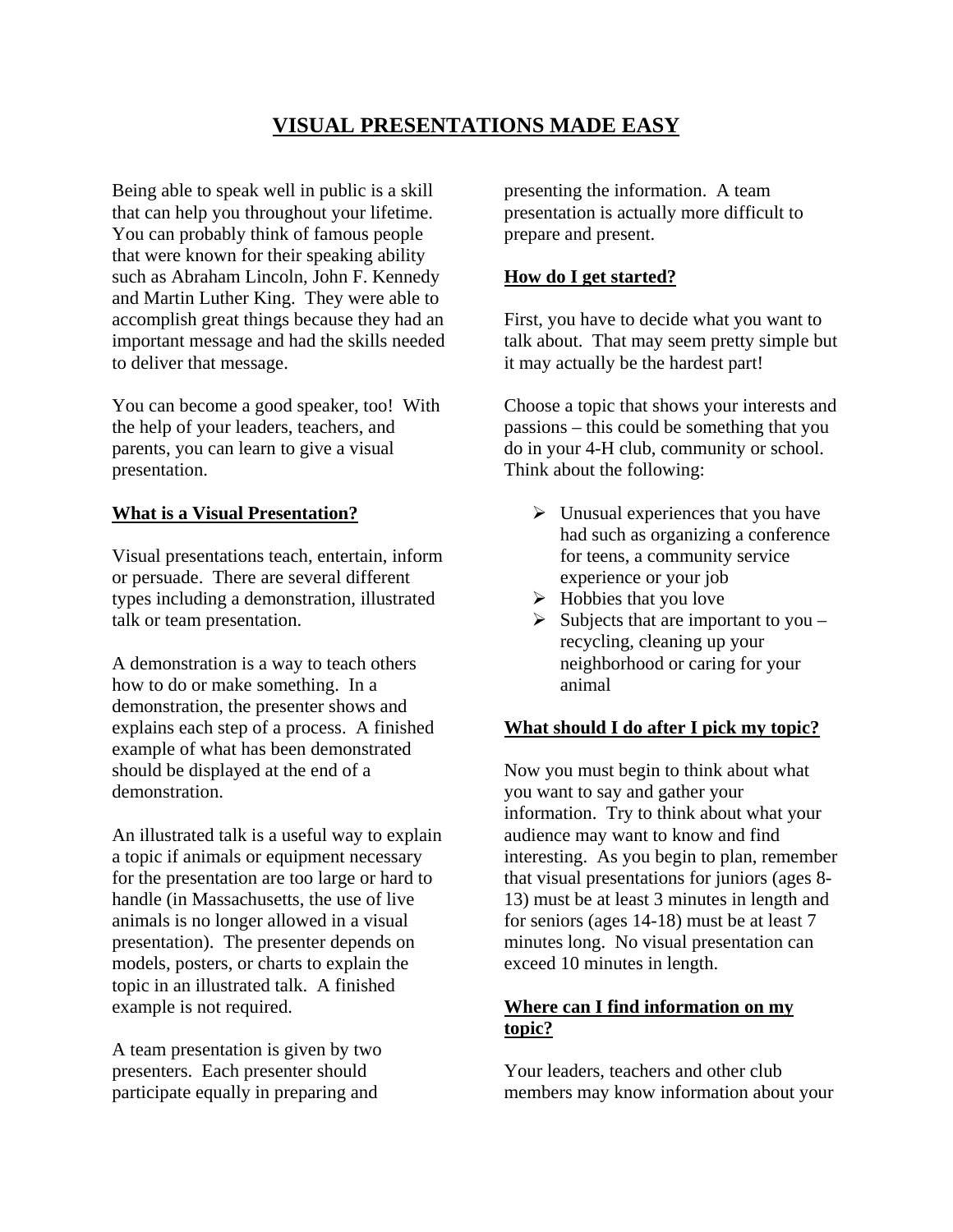# VISUAL PRESENTATIONS MADE EASY

Being able to speak well in public is a skill that can help you throughout your lifetime. You can probably think of famous people that were known for their speaking ability such as Abraham Lincoln, John F. Kennedy and Martin Luther King. They were able to accomplish great things because they had an important message and had the skills needed to deliver that message.

You can become a good speaker, too! With the help of your leaders, teachers, and parents, you can learn to give a visual presentation.

## What is a Visual Presentation?

Visual presentations teach, entertain, inform or persuade. There are several different types including a demonstration, illustrated talk or team presentation.

A demonstration is a way to teach others how to do or make something. In a demonstration, the presenter shows and explains each step of a process. A finished example of what has been demonstrated should be displayed at the end of a demonstration.

An illustrated talk is a useful way to explain a topic if animals or equipment necessary for the presentation are too large or hard to handle (in Massachusetts, the use of live animals is no longer allowed in a visual presentation). The presenter depends on models, posters, or charts to explain the topic in an illustrated talk. A finished example is not required.

A team presentation is given by two presenters. Each presenter should participate equally in preparing and presenting the information. A team presentation is actually more difficult to prepare and present.

## How do I get started?

First, you have to decide what you want to talk about. That may seem pretty simple but it may actually be the hardest part!

Choose a topic that shows your interests and passions – this could be something that you do in your 4-H club, community or school. Think about the following:

- Unusual experiences that you have had such as organizing a conference for teens, a community service experience or your job
- Hobbies that you love
- Subjects that are important to you – recycling, cleaning up your neighborhood or caring for your animal

## What should I do after I pick my topic?

Now you must begin to think about what you want to say and gather your information. Try to think about what your audience may want to know and find interesting. As you begin to plan, remember that visual presentations for juniors (ages 8-13) must be at least 3 minutes in length and for seniors (ages 14-18) must be at least 7 minutes long. No visual presentation can exceed 10 minutes in length.

## Where can I find information on my topic?

Your leaders, teachers and other club members may know information about your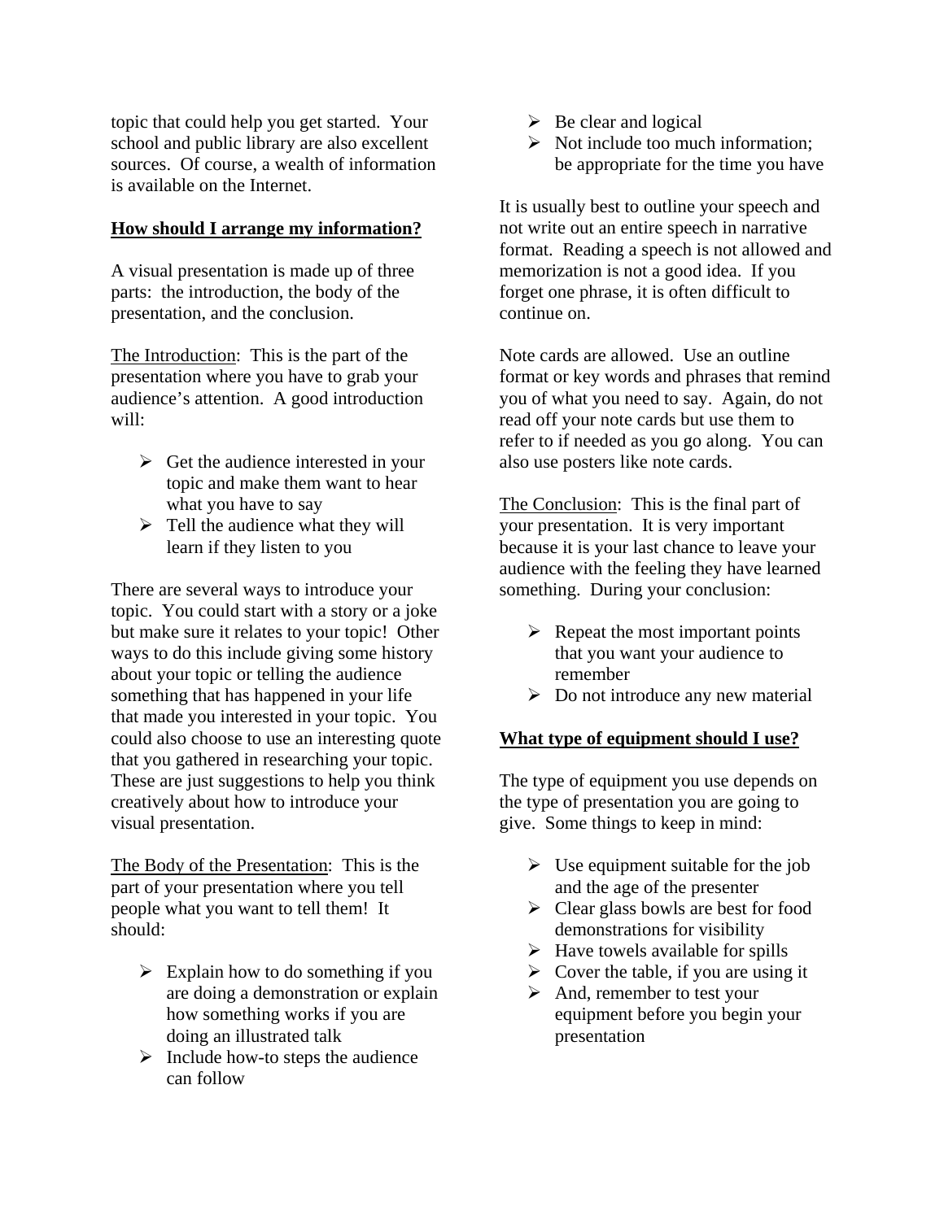topic that could help you get started. Your school and public library are also excellent sources. Of course, a wealth of information is available on the Internet.

**How should I arrange my information?**

A visual presentation is made up of three parts: the introduction, the body of the presentation, and the conclusion.

The Introduction: This is the part of the presentation where you have to grab your audience's attention. A good introduction will:

- Get the audience interested in your topic and make them want to hear what you have to say
- Tell the audience what they will learn if they listen to you

There are several ways to introduce your topic. You could start with a story or a joke but make sure it relates to your topic! Other ways to do this include giving some history about your topic or telling the audience something that has happened in your life that made you interested in your topic. You could also choose to use an interesting quote that you gathered in researching your topic. These are just suggestions to help you think creatively about how to introduce your visual presentation.

The Body of the Presentation: This is the part of your presentation where you tell people what you want to tell them! It should:

- Explain how to do something if you are doing a demonstration or explain how something works if you are doing an illustrated talk
- Include how-to steps the audience can follow
- Be clear and logical
- Not include too much information; be appropriate for the time you have

It is usually best to outline your speech and not write out an entire speech in narrative format. Reading a speech is not allowed and memorization is not a good idea. If you forget one phrase, it is often difficult to continue on.

Note cards are allowed. Use an outline format or key words and phrases that remind you of what you need to say. Again, do not read off your note cards but use them to refer to if needed as you go along. You can also use posters like note cards.

The Conclusion: This is the final part of your presentation. It is very important because it is your last chance to leave your audience with the feeling they have learned something. During your conclusion:

- Repeat the most important points that you want your audience to remember
- Do not introduce any new material

**What type of equipment should I use?**

The type of equipment you use depends on the type of presentation you are going to give. Some things to keep in mind:

- Use equipment suitable for the job and the age of the presenter
- Clear glass bowls are best for food demonstrations for visibility
- Have towels available for spills
- Cover the table, if you are using it
- And, remember to test your equipment before you begin your presentation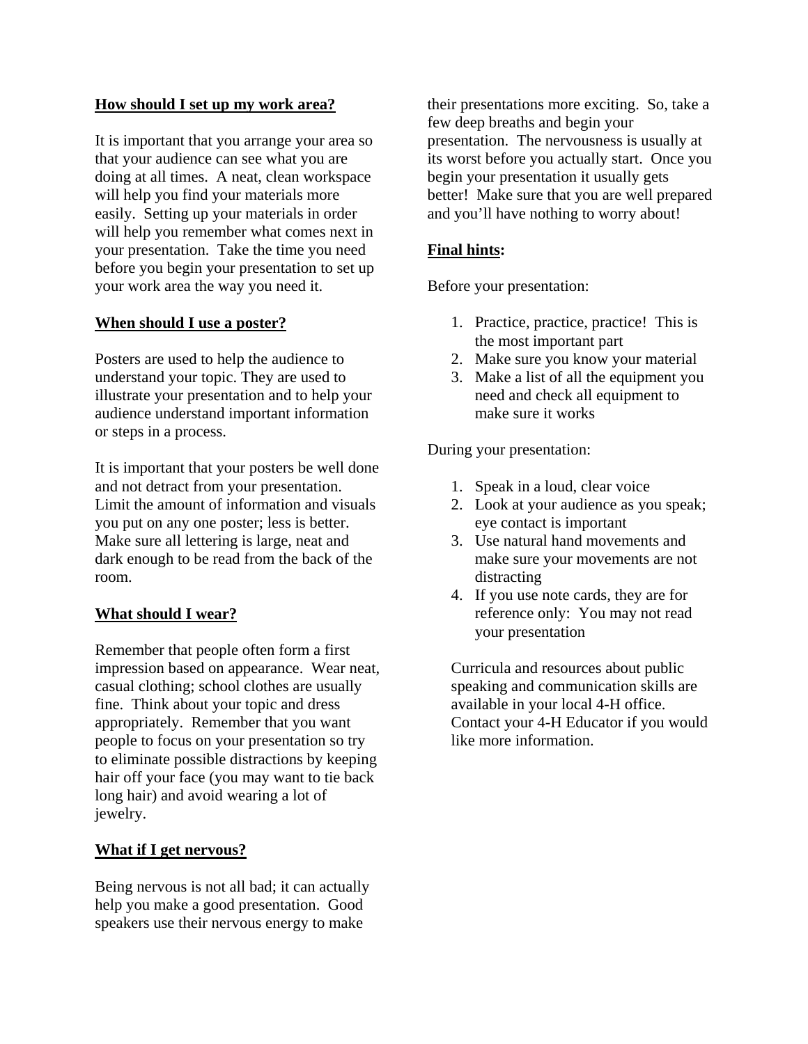**How should I set up my work area?**

It is important that you arrange your area so that your audience can see what you are doing at all times. A neat, clean workspace will help you find your materials more easily. Setting up your materials in order will help you remember what comes next in your presentation. Take the time you need before you begin your presentation to set up your work area the way you need it.

**When should I use a poster?**

Posters are used to help the audience to understand your topic. They are used to illustrate your presentation and to help your audience understand important information or steps in a process.

It is important that your posters be well done and not detract from your presentation. Limit the amount of information and visuals you put on any one poster; less is better. Make sure all lettering is large, neat and dark enough to be read from the back of the room.

**What should I wear?**

Remember that people often form a first impression based on appearance. Wear neat, casual clothing; school clothes are usually fine. Think about your topic and dress appropriately. Remember that you want people to focus on your presentation so try to eliminate possible distractions by keeping hair off your face (you may want to tie back long hair) and avoid wearing a lot of jewelry.

**What if I get nervous?**

Being nervous is not all bad; it can actually help you make a good presentation. Good speakers use their nervous energy to make their presentations more exciting. So, take a few deep breaths and begin your presentation. The nervousness is usually at its worst before you actually start. Once you begin your presentation it usually gets better! Make sure that you are well prepared and you'll have nothing to worry about!

**Final hints:**

Before your presentation:

1. Practice, practice, practice! This is the most important part
2. Make sure you know your material
3. Make a list of all the equipment you need and check all equipment to make sure it works

During your presentation:

1. Speak in a loud, clear voice
2. Look at your audience as you speak; eye contact is important
3. Use natural hand movements and make sure your movements are not distracting
4. If you use note cards, they are for reference only: You may not read your presentation

Curricula and resources about public speaking and communication skills are available in your local 4-H office. Contact your 4-H Educator if you would like more information.